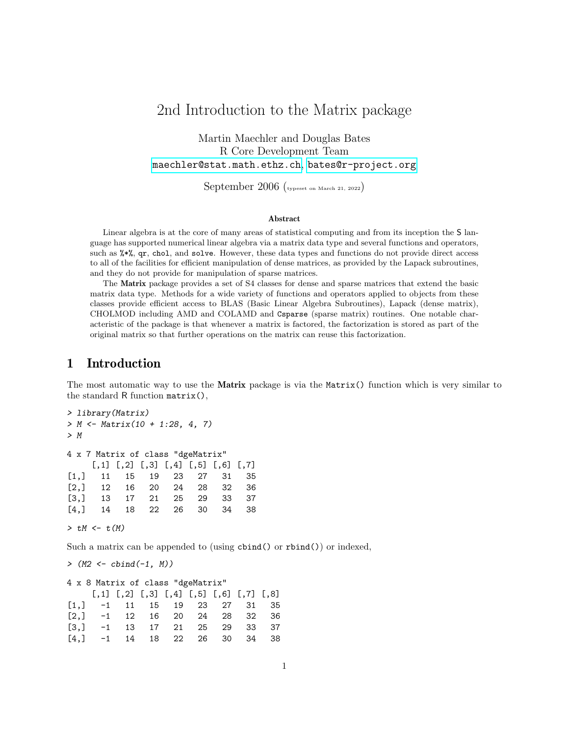# 2nd Introduction to the Matrix package

Martin Maechler and Douglas Bates
R Core Development Team
maechler@stat.math.ethz.ch, bates@r-project.org

September 2006 (typeset on March 21, 2022)

### Abstract

Linear algebra is at the core of many areas of statistical computing and from its inception the S language has supported numerical linear algebra via a matrix data type and several functions and operators, such as `%*%`, `qr`, `chol`, and `solve`. However, these data types and functions do not provide direct access to all of the facilities for efficient manipulation of dense matrices, as provided by the Lapack subroutines, and they do not provide for manipulation of sparse matrices.

The **Matrix** package provides a set of S4 classes for dense and sparse matrices that extend the basic matrix data type. Methods for a wide variety of functions and operators applied to objects from these classes provide efficient access to BLAS (Basic Linear Algebra Subroutines), Lapack (dense matrix), CHOLMOD including AMD and COLAMD and `Csparse` (sparse matrix) routines. One notable characteristic of the package is that whenever a matrix is factored, the factorization is stored as part of the original matrix so that further operations on the matrix can reuse this factorization.

## 1 Introduction

The most automatic way to use the **Matrix** package is via the `Matrix()` function which is very similar to the standard R function `matrix()`,

```
> library(Matrix)
> M <- Matrix(10 + 1:28, 4, 7)
> M

4 x 7 Matrix of class "dgeMatrix"
     [,1] [,2] [,3] [,4] [,5] [,6] [,7]
[1,]   11   15   19   23   27   31   35
[2,]   12   16   20   24   28   32   36
[3,]   13   17   21   25   29   33   37
[4,]   14   18   22   26   30   34   38

> tM <- t(M)
```

Such a matrix can be appended to (using `cbind()` or `rbind()`) or indexed,

```
> (M2 <- cbind(-1, M))

4 x 8 Matrix of class "dgeMatrix"
     [,1] [,2] [,3] [,4] [,5] [,6] [,7] [,8]
[1,]   -1   11   15   19   23   27   31   35
[2,]   -1   12   16   20   24   28   32   36
[3,]   -1   13   17   21   25   29   33   37
[4,]   -1   14   18   22   26   30   34   38
```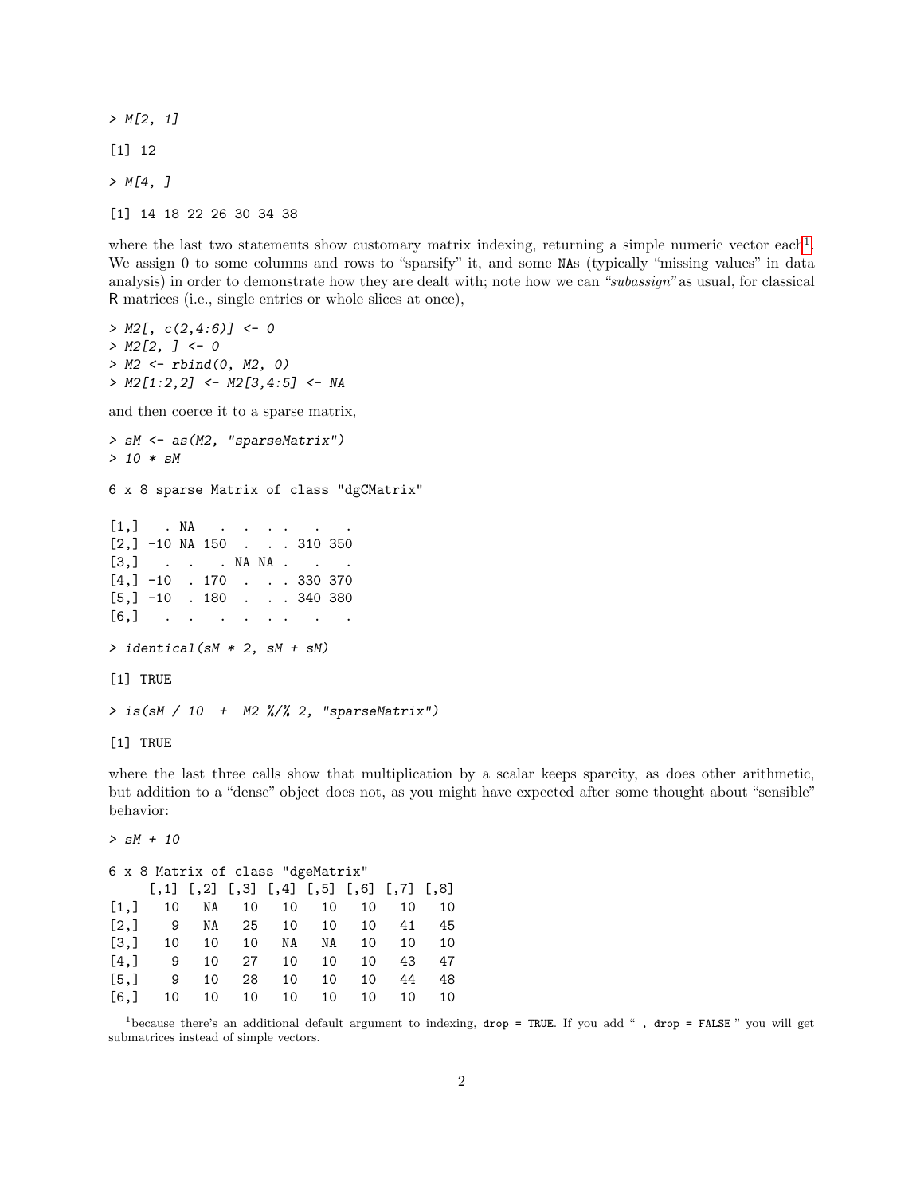```
> M[2, 1]
```

```
[1] 12
```

```
> M[4, ]
```

```
[1] 14 18 22 26 30 34 38
```

where the last two statements show customary matrix indexing, returning a simple numeric vector each[1]. We assign 0 to some columns and rows to "sparsify" it, and some NAs (typically "missing values" in data analysis) in order to demonstrate how they are dealt with; note how we can *"subassign"* as usual, for classical R matrices (i.e., single entries or whole slices at once),

```
> M2[, c(2,4:6)] <- 0
> M2[2, ] <- 0
> M2 <- rbind(0, M2, 0)
> M2[1:2,2] <- M2[3,4:5] <- NA
```

and then coerce it to a sparse matrix,

```
> sM <- as(M2, "sparseMatrix")
> 10 * sM
```

```
6 x 8 sparse Matrix of class "dgCMatrix"

[1,]   . NA   .  .  . .   .   .
[2,] -10 NA 150  .  . . 310 350
[3,]   .  .   . NA NA .   .   .
[4,] -10  . 170  .  . . 330 370
[5,] -10  . 180  .  . . 340 380
[6,]   .  .   .  .  . .   .   .
```

```
> identical(sM * 2, sM + sM)
```

```
[1] TRUE
```

```
> is(sM / 10  +  M2 %/% 2, "sparseMatrix")
```

```
[1] TRUE
```

where the last three calls show that multiplication by a scalar keeps sparcity, as does other arithmetic, but addition to a "dense" object does not, as you might have expected after some thought about "sensible" behavior:

```
> sM + 10
```

```
6 x 8 Matrix of class "dgeMatrix"
     [,1] [,2] [,3] [,4] [,5] [,6] [,7] [,8]
[1,]   10   NA   10   10   10   10   10   10
[2,]    9   NA   25   10   10   10   41   45
[3,]   10   10   10   NA   NA   10   10   10
[4,]    9   10   27   10   10   10   43   47
[5,]    9   10   28   10   10   10   44   48
[6,]   10   10   10   10   10   10   10   10
```

[1] because there's an additional default argument to indexing, `drop = TRUE`. If you add " `, drop = FALSE` " you will get submatrices instead of simple vectors.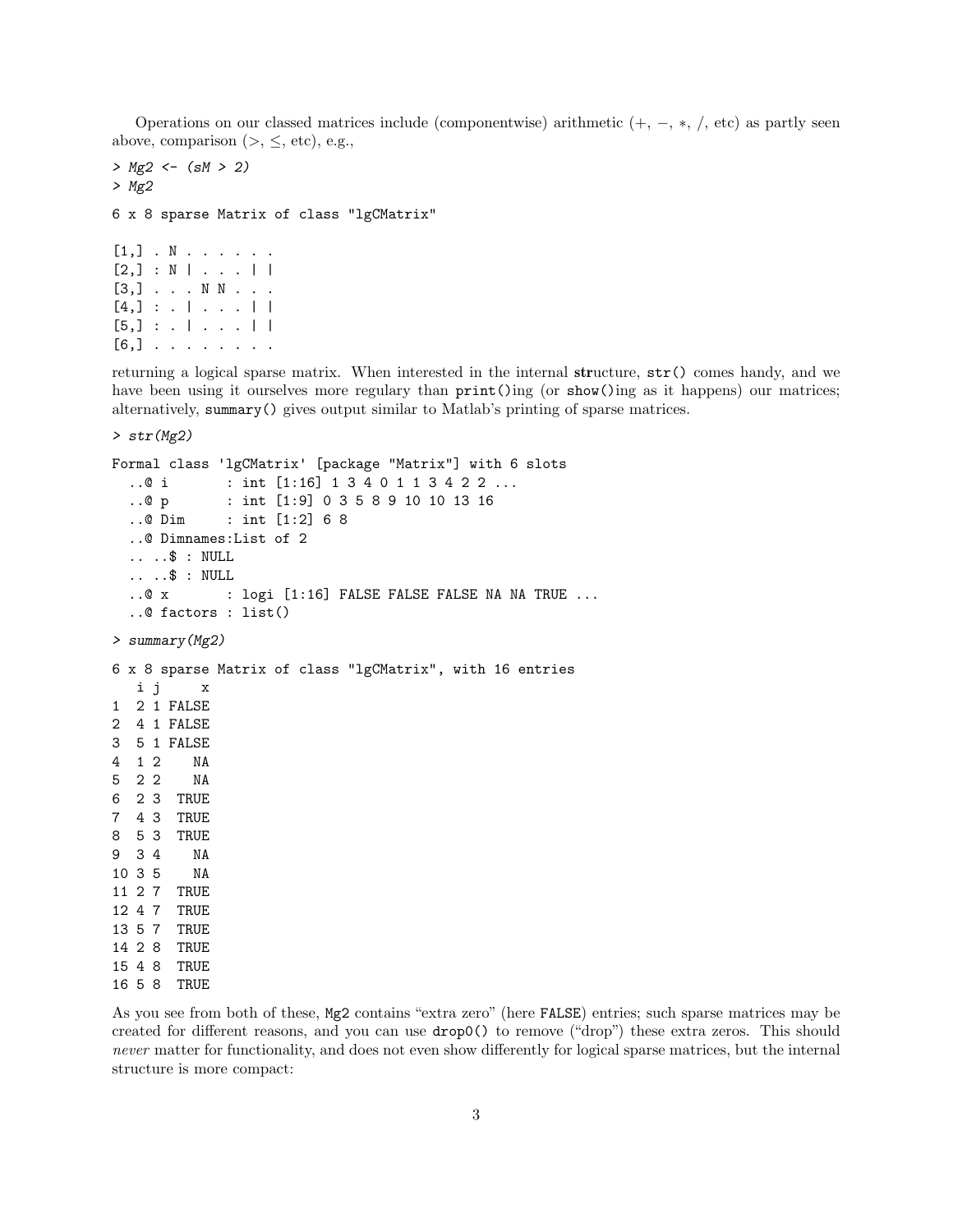Operations on our classed matrices include (componentwise) arithmetic ($+$, $-$, $*$, $/$, etc) as partly seen above, comparison ($>$, $\leq$, etc), e.g.,

```
> Mg2 <- (sM > 2)
> Mg2
```

```
6 x 8 sparse Matrix of class "lgCMatrix"

[1,] . N . . . . . .
[2,] : N | . . . | |
[3,] . . . N N . . .
[4,] : . | . . . | |
[5,] : . | . . . | |
[6,] . . . . . . . .
```

returning a logical sparse matrix. When interested in the internal **str**ucture, `str()` comes handy, and we have been using it ourselves more regulary than `print()`ing (or `show()`ing as it happens) our matrices; alternatively, `summary()` gives output similar to Matlab's printing of sparse matrices.

```
> str(Mg2)
```

```
Formal class 'lgCMatrix' [package "Matrix"] with 6 slots
  ..@ i       : int [1:16] 1 3 4 0 1 1 3 4 2 2 ...
  ..@ p       : int [1:9] 0 3 5 8 9 10 10 13 16
  ..@ Dim     : int [1:2] 6 8
  ..@ Dimnames:List of 2
  .. ..$ : NULL
  .. ..$ : NULL
  ..@ x       : logi [1:16] FALSE FALSE FALSE NA NA TRUE ...
  ..@ factors : list()
```

```
> summary(Mg2)
```

```
6 x 8 sparse Matrix of class "lgCMatrix", with 16 entries
   i j     x
1  2 1 FALSE
2  4 1 FALSE
3  5 1 FALSE
4  1 2    NA
5  2 2    NA
6  2 3  TRUE
7  4 3  TRUE
8  5 3  TRUE
9  3 4    NA
10 3 5    NA
11 2 7  TRUE
12 4 7  TRUE
13 5 7  TRUE
14 2 8  TRUE
15 4 8  TRUE
16 5 8  TRUE
```

As you see from both of these, `Mg2` contains "extra zero" (here `FALSE`) entries; such sparse matrices may be created for different reasons, and you can use `drop0()` to remove ("drop") these extra zeros. This should *never* matter for functionality, and does not even show differently for logical sparse matrices, but the internal structure is more compact: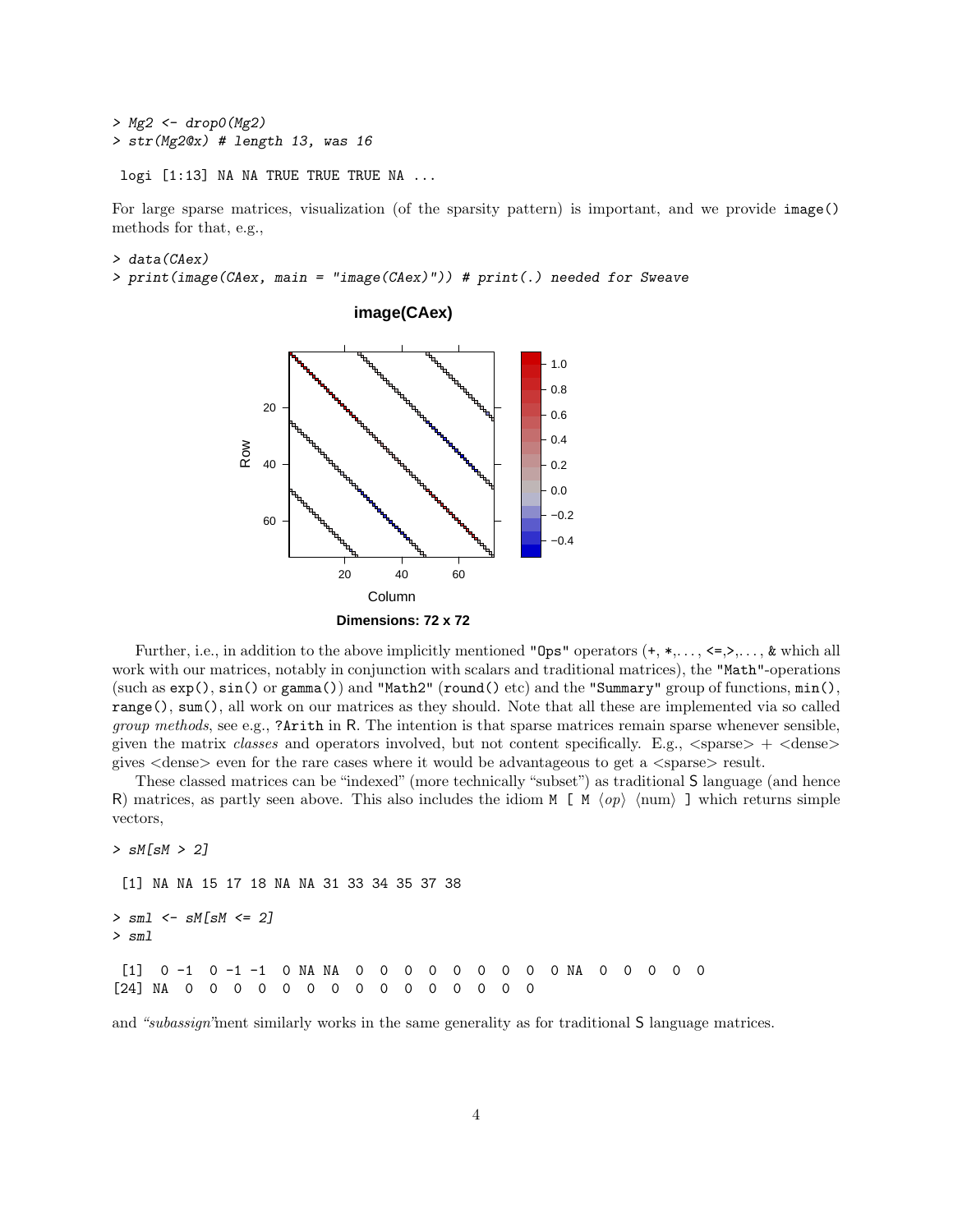```
> Mg2 <- drop0(Mg2)
> str(Mg2@x) # length 13, was 16

 logi [1:13] NA NA TRUE TRUE TRUE NA ...
```

For large sparse matrices, visualization (of the sparsity pattern) is important, and we provide `image()` methods for that, e.g.,

```
> data(CAex)
> print(image(CAex, main = "image(CAex)")) # print(.) needed for Sweave
```

Further, i.e., in addition to the above implicitly mentioned `"Ops"` operators (`+`, `*`,..., `<=`,`>`,..., `&` which all work with our matrices, notably in conjunction with scalars and traditional matrices), the `"Math"`-operations (such as `exp()`, `sin()` or `gamma()`) and `"Math2"` (`round()` etc) and the `"Summary"` group of functions, `min()`, `range()`, `sum()`, all work on our matrices as they should. Note that all these are implemented via so called *group methods*, see e.g., `?Arith` in R. The intention is that sparse matrices remain sparse whenever sensible, given the matrix *classes* and operators involved, but not content specifically. E.g., <sparse> + <dense> gives <dense> even for the rare cases where it would be advantageous to get a <sparse> result.

These classed matrices can be "indexed" (more technically "subset") as traditional S language (and hence R) matrices, as partly seen above. This also includes the idiom `M [ M` ⟨*op*⟩ ⟨num⟩ `]` which returns simple vectors,

```
> sM[sM > 2]

 [1] NA NA 15 17 18 NA NA 31 33 34 35 37 38

> sml <- sM[sM <= 2]
> sml

 [1]  0 -1  0 -1 -1  0 NA NA  0  0  0  0  0  0  0  0 NA  0  0  0  0  0
[24] NA  0  0  0  0  0  0  0  0  0  0  0  0  0  0  0
```

and *"subassign"*ment similarly works in the same generality as for traditional S language matrices.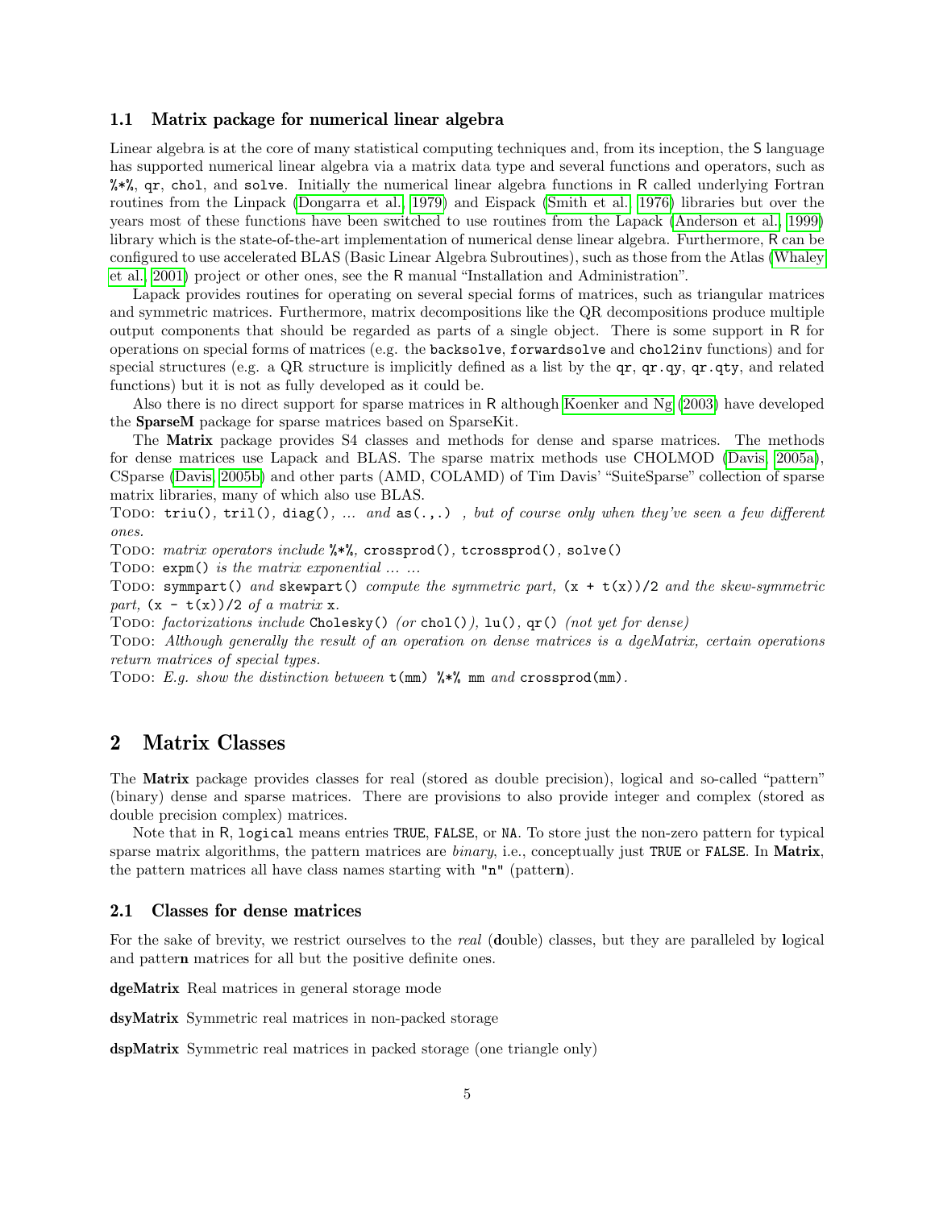### 1.1 Matrix package for numerical linear algebra

Linear algebra is at the core of many statistical computing techniques and, from its inception, the S language has supported numerical linear algebra via a matrix data type and several functions and operators, such as `%*%`, `qr`, `chol`, and `solve`. Initially the numerical linear algebra functions in R called underlying Fortran routines from the Linpack (Dongarra et al., 1979) and Eispack (Smith et al., 1976) libraries but over the years most of these functions have been switched to use routines from the Lapack (Anderson et al., 1999) library which is the state-of-the-art implementation of numerical dense linear algebra. Furthermore, R can be configured to use accelerated BLAS (Basic Linear Algebra Subroutines), such as those from the Atlas (Whaley et al., 2001) project or other ones, see the R manual "Installation and Administration".

Lapack provides routines for operating on several special forms of matrices, such as triangular matrices and symmetric matrices. Furthermore, matrix decompositions like the QR decompositions produce multiple output components that should be regarded as parts of a single object. There is some support in R for operations on special forms of matrices (e.g. the `backsolve`, `forwardsolve` and `chol2inv` functions) and for special structures (e.g. a QR structure is implicitly defined as a list by the `qr`, `qr.qy`, `qr.qty`, and related functions) but it is not as fully developed as it could be.

Also there is no direct support for sparse matrices in R although Koenker and Ng (2003) have developed the **SparseM** package for sparse matrices based on SparseKit.

The **Matrix** package provides S4 classes and methods for dense and sparse matrices. The methods for dense matrices use Lapack and BLAS. The sparse matrix methods use CHOLMOD (Davis, 2005a), CSparse (Davis, 2005b) and other parts (AMD, COLAMD) of Tim Davis' "SuiteSparse" collection of sparse matrix libraries, many of which also use BLAS.

TODO: `triu()`, `tril()`, `diag()`, *... and* `as(.,.)` *, but of course only when they've seen a few different ones.*

TODO: *matrix operators include* `%*%`, `crossprod()`, `tcrossprod()`, `solve()`

TODO: `expm()` *is the matrix exponential ... ...*

TODO: `symmpart()` *and* `skewpart()` *compute the symmetric part,* `(x + t(x))/2` *and the skew-symmetric part,* `(x - t(x))/2` *of a matrix* `x`.

TODO: *factorizations include* `Cholesky()` *(or* `chol()`*),* `lu()`, `qr()` *(not yet for dense)*

TODO: *Although generally the result of an operation on dense matrices is a dgeMatrix, certain operations return matrices of special types.*

TODO: *E.g. show the distinction between* `t(mm) %*% mm` *and* `crossprod(mm)`.

## 2 Matrix Classes

The **Matrix** package provides classes for real (stored as double precision), logical and so-called "pattern" (binary) dense and sparse matrices. There are provisions to also provide integer and complex (stored as double precision complex) matrices.

Note that in R, `logical` means entries `TRUE`, `FALSE`, or `NA`. To store just the non-zero pattern for typical sparse matrix algorithms, the pattern matrices are *binary*, i.e., conceptually just `TRUE` or `FALSE`. In **Matrix**, the pattern matrices all have class names starting with `"n"` (patter**n**).

### 2.1 Classes for dense matrices

For the sake of brevity, we restrict ourselves to the *real* (**d**ouble) classes, but they are paralleled by **l**ogical and patter**n** matrices for all but the positive definite ones.

**dgeMatrix** Real matrices in general storage mode

**dsyMatrix** Symmetric real matrices in non-packed storage

**dspMatrix** Symmetric real matrices in packed storage (one triangle only)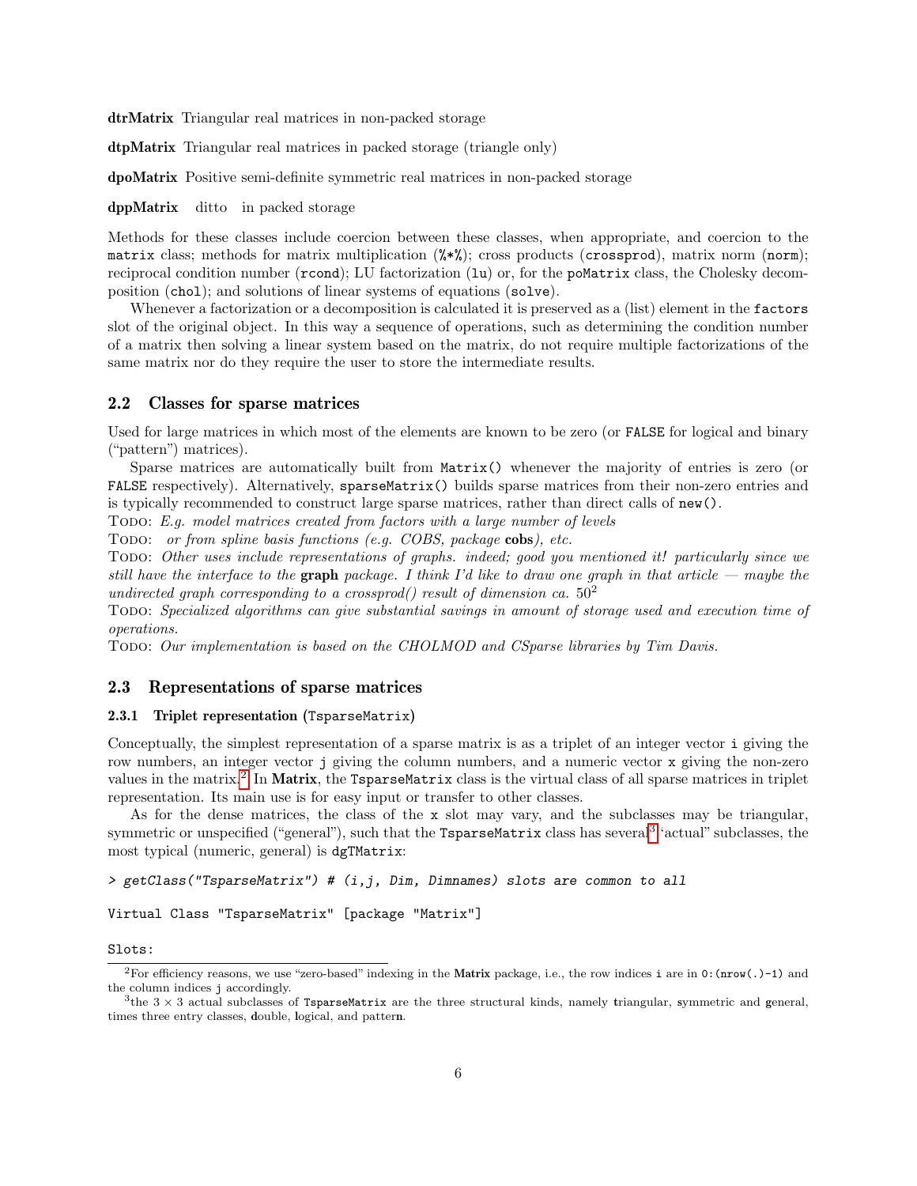**dtrMatrix** Triangular real matrices in non-packed storage

**dtpMatrix** Triangular real matrices in packed storage (triangle only)

**dpoMatrix** Positive semi-definite symmetric real matrices in non-packed storage

**dppMatrix** ditto in packed storage

Methods for these classes include coercion between these classes, when appropriate, and coercion to the `matrix` class; methods for matrix multiplication (`%*%`); cross products (`crossprod`), matrix norm (`norm`); reciprocal condition number (`rcond`); LU factorization (`lu`) or, for the `poMatrix` class, the Cholesky decomposition (`chol`); and solutions of linear systems of equations (`solve`).

Whenever a factorization or a decomposition is calculated it is preserved as a (list) element in the `factors` slot of the original object. In this way a sequence of operations, such as determining the condition number of a matrix then solving a linear system based on the matrix, do not require multiple factorizations of the same matrix nor do they require the user to store the intermediate results.

## 2.2 Classes for sparse matrices

Used for large matrices in which most of the elements are known to be zero (or `FALSE` for logical and binary ("pattern") matrices).

Sparse matrices are automatically built from `Matrix()` whenever the majority of entries is zero (or `FALSE` respectively). Alternatively, `sparseMatrix()` builds sparse matrices from their non-zero entries and is typically recommended to construct large sparse matrices, rather than direct calls of `new()`.

TODO: *E.g. model matrices created from factors with a large number of levels*

TODO: *or from spline basis functions (e.g. COBS, package* **cobs***), etc.*

TODO: *Other uses include representations of graphs. indeed; good you mentioned it! particularly since we still have the interface to the* **graph** *package. I think I'd like to draw one graph in that article — maybe the undirected graph corresponding to a crossprod() result of dimension ca.* $50^2$

TODO: *Specialized algorithms can give substantial savings in amount of storage used and execution time of operations.*

TODO: *Our implementation is based on the CHOLMOD and CSparse libraries by Tim Davis.*

## 2.3 Representations of sparse matrices

### 2.3.1 Triplet representation (`TsparseMatrix`)

Conceptually, the simplest representation of a sparse matrix is as a triplet of an integer vector `i` giving the row numbers, an integer vector `j` giving the column numbers, and a numeric vector `x` giving the non-zero values in the matrix.[2] In **Matrix**, the `TsparseMatrix` class is the virtual class of all sparse matrices in triplet representation. Its main use is for easy input or transfer to other classes.

As for the dense matrices, the class of the `x` slot may vary, and the subclasses may be triangular, symmetric or unspecified ("general"), such that the `TsparseMatrix` class has several[3] "actual" subclasses, the most typical (numeric, general) is `dgTMatrix`:

```
> getClass("TsparseMatrix") # (i,j, Dim, Dimnames) slots are common to all

Virtual Class "TsparseMatrix" [package "Matrix"]

Slots:
```

[2] For efficiency reasons, we use "zero-based" indexing in the **Matrix** package, i.e., the row indices `i` are in `0:(nrow(.)-1)` and the column indices `j` accordingly.

[3] the $3 \times 3$ actual subclasses of `TsparseMatrix` are the three structural kinds, namely **t**riangular, **s**ymmetric and **g**eneral, times three entry classes, **d**ouble, **l**ogical, and patter**n**.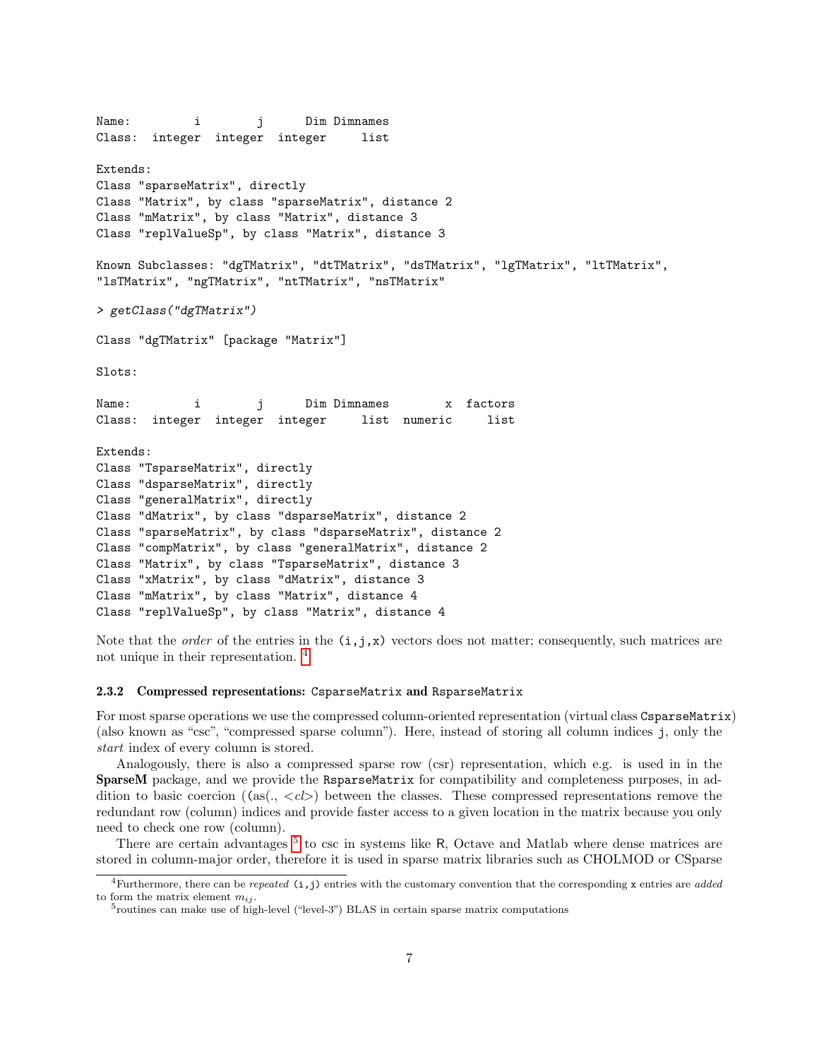```
Name:         i        j      Dim Dimnames
Class:  integer  integer  integer     list

Extends:
Class "sparseMatrix", directly
Class "Matrix", by class "sparseMatrix", distance 2
Class "mMatrix", by class "Matrix", distance 3
Class "replValueSp", by class "Matrix", distance 3

Known Subclasses: "dgTMatrix", "dtTMatrix", "dsTMatrix", "lgTMatrix", "ltTMatrix",
"lsTMatrix", "ngTMatrix", "ntTMatrix", "nsTMatrix"

> getClass("dgTMatrix")

Class "dgTMatrix" [package "Matrix"]

Slots:

Name:         i        j      Dim Dimnames        x  factors
Class:  integer  integer  integer     list  numeric     list

Extends:
Class "TsparseMatrix", directly
Class "dsparseMatrix", directly
Class "generalMatrix", directly
Class "dMatrix", by class "dsparseMatrix", distance 2
Class "sparseMatrix", by class "dsparseMatrix", distance 2
Class "compMatrix", by class "generalMatrix", distance 2
Class "Matrix", by class "TsparseMatrix", distance 3
Class "xMatrix", by class "dMatrix", distance 3
Class "mMatrix", by class "Matrix", distance 4
Class "replValueSp", by class "Matrix", distance 4
```

Note that the *order* of the entries in the `(i,j,x)` vectors does not matter; consequently, such matrices are not unique in their representation. [4]

### 2.3.2 Compressed representations: `CsparseMatrix` and `RsparseMatrix`

For most sparse operations we use the compressed column-oriented representation (virtual class `CsparseMatrix`) (also known as "csc", "compressed sparse column"). Here, instead of storing all column indices `j`, only the *start* index of every column is stored.

Analogously, there is also a compressed sparse row (csr) representation, which e.g. is used in in the **SparseM** package, and we provide the `RsparseMatrix` for compatibility and completeness purposes, in addition to basic coercion ((as(., <*cl*>) between the classes. These compressed representations remove the redundant row (column) indices and provide faster access to a given location in the matrix because you only need to check one row (column).

There are certain advantages [5] to csc in systems like R, Octave and Matlab where dense matrices are stored in column-major order, therefore it is used in sparse matrix libraries such as CHOLMOD or CSparse

---

[4] Furthermore, there can be *repeated* `(i,j)` entries with the customary convention that the corresponding `x` entries are *added* to form the matrix element $m_{ij}$.

[5] routines can make use of high-level ("level-3") BLAS in certain sparse matrix computations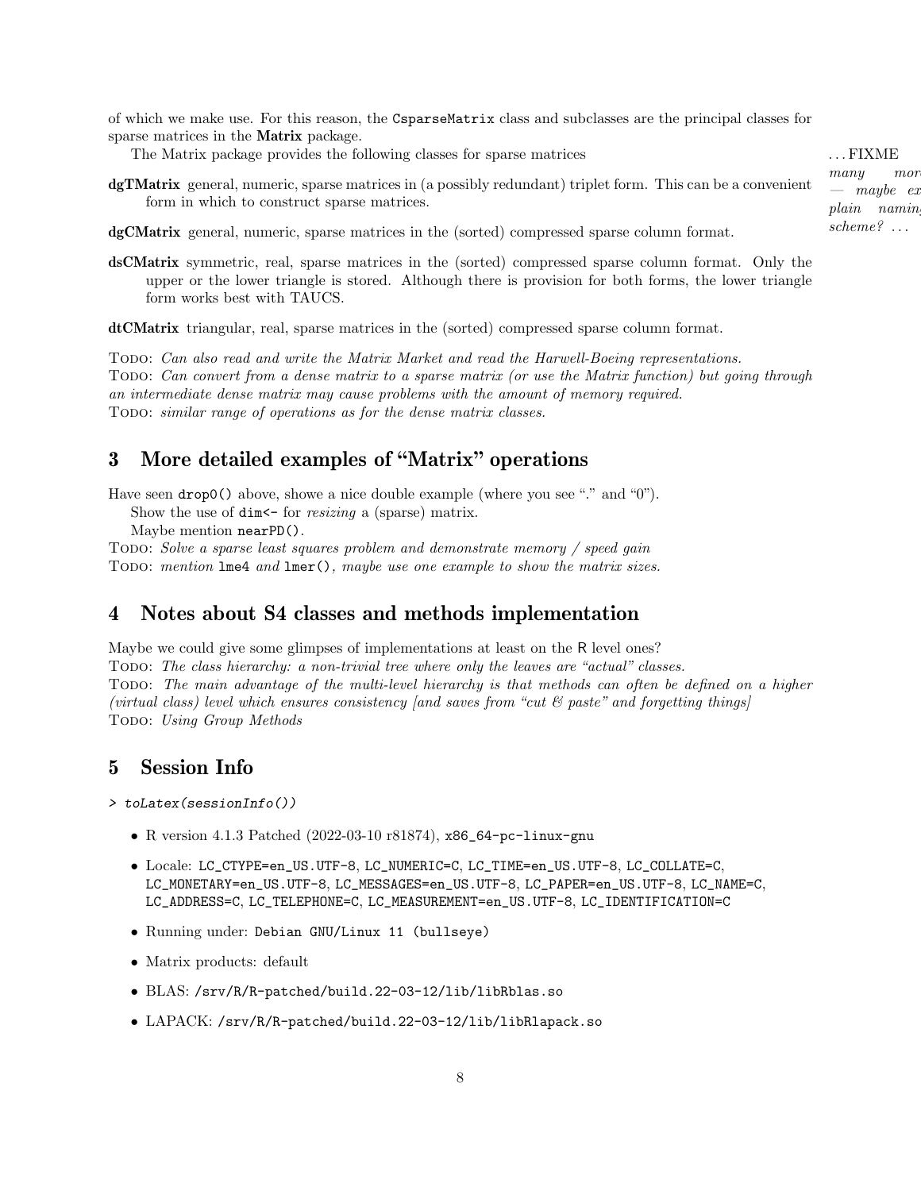of which we make use. For this reason, the `CsparseMatrix` class and subclasses are the principal classes for sparse matrices in the **Matrix** package.

The Matrix package provides the following classes for sparse matrices

*...FIXME many more — maybe explain naming scheme? ...*

**dgTMatrix** general, numeric, sparse matrices in (a possibly redundant) triplet form. This can be a convenient form in which to construct sparse matrices.

**dgCMatrix** general, numeric, sparse matrices in the (sorted) compressed sparse column format.

**dsCMatrix** symmetric, real, sparse matrices in the (sorted) compressed sparse column format. Only the upper or the lower triangle is stored. Although there is provision for both forms, the lower triangle form works best with TAUCS.

**dtCMatrix** triangular, real, sparse matrices in the (sorted) compressed sparse column format.

TODO: *Can also read and write the Matrix Market and read the Harwell-Boeing representations.*
TODO: *Can convert from a dense matrix to a sparse matrix (or use the Matrix function) but going through an intermediate dense matrix may cause problems with the amount of memory required.*
TODO: *similar range of operations as for the dense matrix classes.*

## 3 More detailed examples of "Matrix" operations

Have seen `drop0()` above, showe a nice double example (where you see "." and "0").

Show the use of `dim<-` for *resizing* a (sparse) matrix.

Maybe mention `nearPD()`.

TODO: *Solve a sparse least squares problem and demonstrate memory / speed gain*
TODO: *mention* `lme4` *and* `lmer()`*, maybe use one example to show the matrix sizes.*

## 4 Notes about S4 classes and methods implementation

Maybe we could give some glimpses of implementations at least on the R level ones?
TODO: *The class hierarchy: a non-trivial tree where only the leaves are "actual" classes.*
TODO: *The main advantage of the multi-level hierarchy is that methods can often be defined on a higher (virtual class) level which ensures consistency [and saves from "cut & paste" and forgetting things]*
TODO: *Using Group Methods*

## 5 Session Info

```
> toLatex(sessionInfo())
```

- R version 4.1.3 Patched (2022-03-10 r81874), `x86_64-pc-linux-gnu`
- Locale: `LC_CTYPE=en_US.UTF-8`, `LC_NUMERIC=C`, `LC_TIME=en_US.UTF-8`, `LC_COLLATE=C`, `LC_MONETARY=en_US.UTF-8`, `LC_MESSAGES=en_US.UTF-8`, `LC_PAPER=en_US.UTF-8`, `LC_NAME=C`, `LC_ADDRESS=C`, `LC_TELEPHONE=C`, `LC_MEASUREMENT=en_US.UTF-8`, `LC_IDENTIFICATION=C`
- Running under: `Debian GNU/Linux 11 (bullseye)`
- Matrix products: default
- BLAS: `/srv/R/R-patched/build.22-03-12/lib/libRblas.so`
- LAPACK: `/srv/R/R-patched/build.22-03-12/lib/libRlapack.so`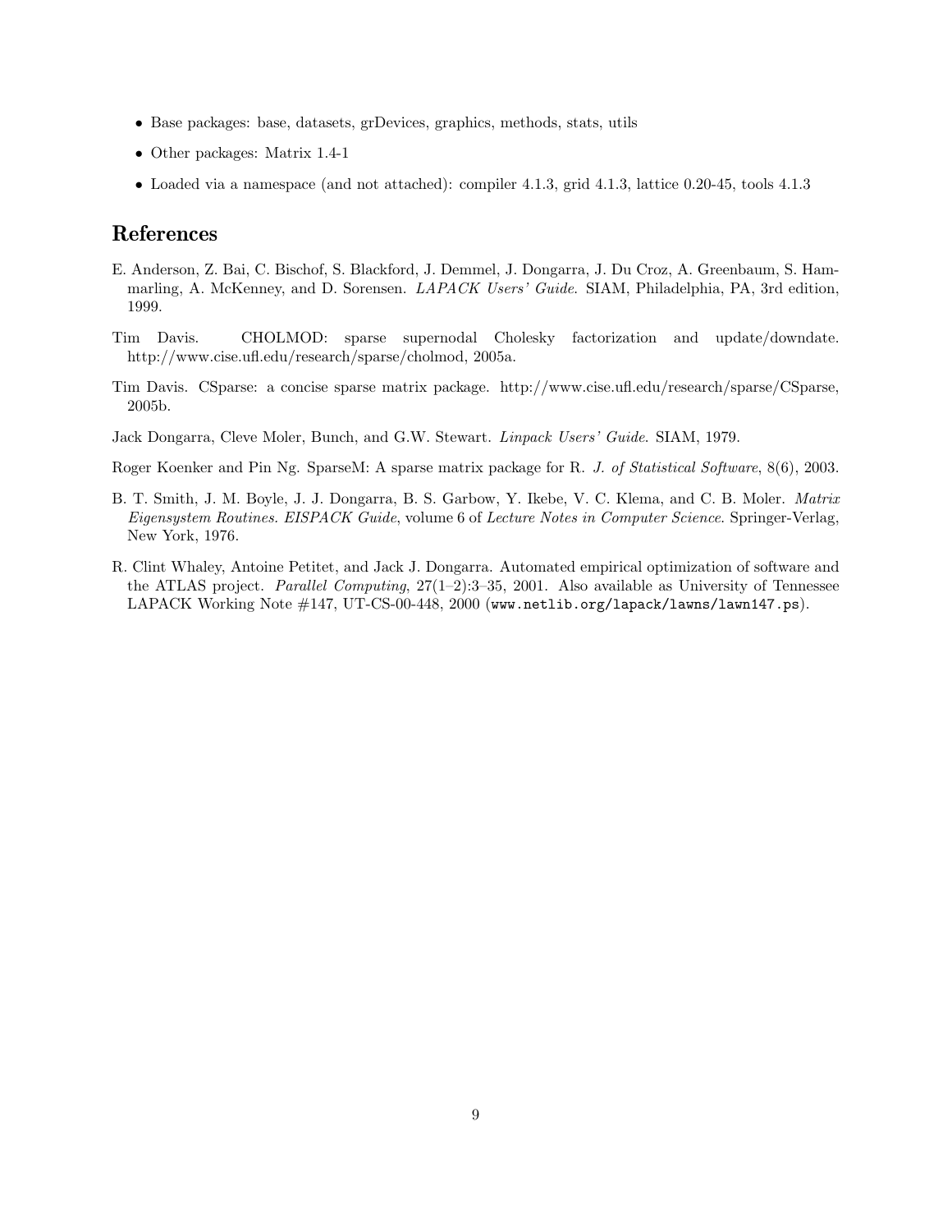- Base packages: base, datasets, grDevices, graphics, methods, stats, utils
- Other packages: Matrix 1.4-1
- Loaded via a namespace (and not attached): compiler 4.1.3, grid 4.1.3, lattice 0.20-45, tools 4.1.3

## References

E. Anderson, Z. Bai, C. Bischof, S. Blackford, J. Demmel, J. Dongarra, J. Du Croz, A. Greenbaum, S. Hammarling, A. McKenney, and D. Sorensen. *LAPACK Users' Guide*. SIAM, Philadelphia, PA, 3rd edition, 1999.

Tim Davis. CHOLMOD: sparse supernodal Cholesky factorization and update/downdate. http://www.cise.ufl.edu/research/sparse/cholmod, 2005a.

Tim Davis. CSparse: a concise sparse matrix package. http://www.cise.ufl.edu/research/sparse/CSparse, 2005b.

Jack Dongarra, Cleve Moler, Bunch, and G.W. Stewart. *Linpack Users' Guide*. SIAM, 1979.

Roger Koenker and Pin Ng. SparseM: A sparse matrix package for R. *J. of Statistical Software*, 8(6), 2003.

B. T. Smith, J. M. Boyle, J. J. Dongarra, B. S. Garbow, Y. Ikebe, V. C. Klema, and C. B. Moler. *Matrix Eigensystem Routines. EISPACK Guide*, volume 6 of *Lecture Notes in Computer Science*. Springer-Verlag, New York, 1976.

R. Clint Whaley, Antoine Petitet, and Jack J. Dongarra. Automated empirical optimization of software and the ATLAS project. *Parallel Computing*, 27(1–2):3–35, 2001. Also available as University of Tennessee LAPACK Working Note #147, UT-CS-00-448, 2000 (`www.netlib.org/lapack/lawns/lawn147.ps`).